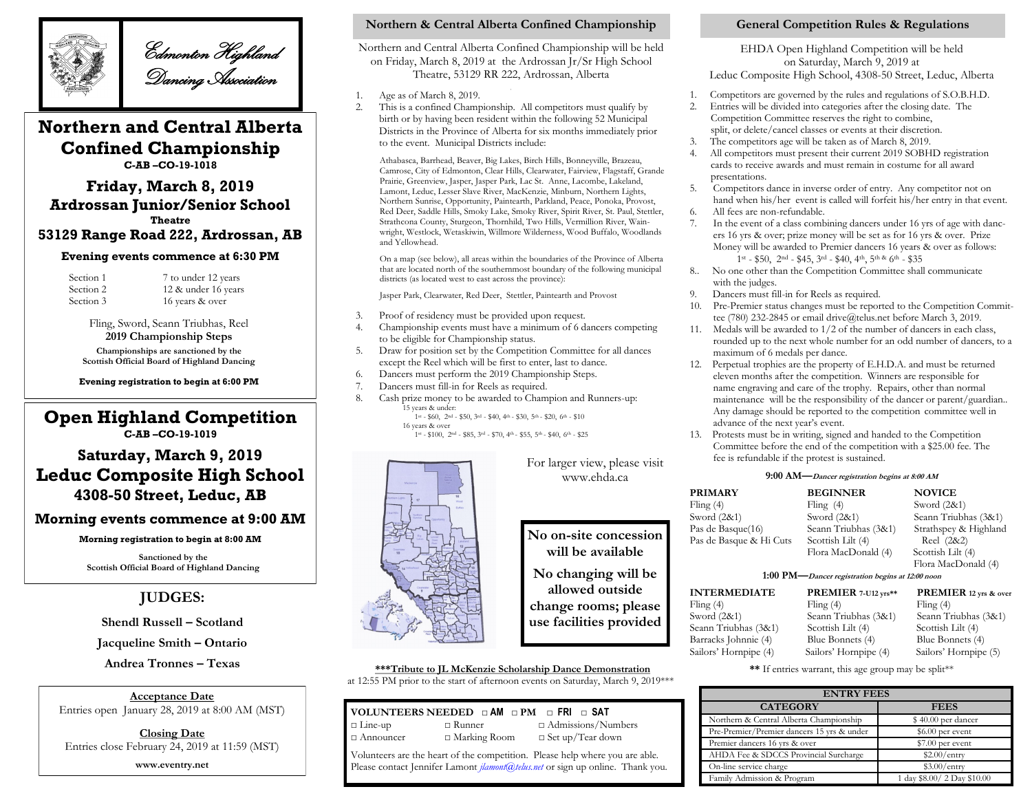Edmonton Highland Dancing Association

# Northern and Central Alberta Confined Championship

**C-AB –CO-19-1018**

## Friday, March 8, 2019

## Ardrossan Junior/Senior School

**Theatre**

## 53129 Range Road 222, Ardrossan, AB

**Evening events commence at 6:30 PM**

| | |
|---|---|
| Section 1 | 7 to under 12 years |
| Section 2 | 12 & under 16 years |
| Section 3 | 16 years & over |

Fling, Sword, Seann Triubhas, Reel

**2019 Championship Steps**

**Championships are sanctioned by the Scottish Official Board of Highland Dancing**

**Evening registration to begin at 6:00 PM**

# Open Highland Competition

**C-AB –CO-19-1019**

## Saturday, March 9, 2019

## Leduc Composite High School

## 4308-50 Street, Leduc, AB

## Morning events commence at 9:00 AM

**Morning registration to begin at 8:00 AM**

**Sanctioned by the Scottish Official Board of Highland Dancing**

## JUDGES:

**Shendl Russell – Scotland**

**Jacqueline Smith – Ontario**

**Andrea Tronnes – Texas**

**Acceptance Date**

Entries open January 28, 2019 at 8:00 AM (MST)

**Closing Date**

Entries close February 24, 2019 at 11:59 (MST)

**www.eventry.net**

## Northern & Central Alberta Confined Championship

Northern and Central Alberta Confined Championship will be held on Friday, March 8, 2019 at the Ardrossan Jr/Sr High School Theatre, 53129 RR 222, Ardrossan, Alberta

1. Age as of March 8, 2019.
2. This is a confined Championship. All competitors must qualify by birth or by having been resident within the following 52 Municipal Districts in the Province of Alberta for six months immediately prior to the event. Municipal Districts include:

   Athabasca, Barrhead, Beaver, Big Lakes, Birch Hills, Bonneyville, Brazeau, Camrose, City of Edmonton, Clear Hills, Clearwater, Fairview, Flagstaff, Grande Prairie, Greenview, Jasper, Jasper Park, Lac St. Anne, Lacombe, Lakeland, Lamont, Leduc, Lesser Slave River, MacKenzie, Minburn, Northern Lights, Northern Sunrise, Opportunity, Paintearth, Parkland, Peace, Ponoka, Provost, Red Deer, Saddle Hills, Smoky Lake, Smoky River, Spirit River, St. Paul, Stettler, Strathcona County, Sturgeon, Thornhild, Two Hills, Vermillion River, Wainwright, Westlock, Wetaskiwin, Willmore Wilderness, Wood Buffalo, Woodlands and Yellowhead.

   On a map (see below), all areas within the boundaries of the Province of Alberta that are located north of the southernmost boundary of the following municipal districts (as located west to east across the province):

   Jasper Park, Clearwater, Red Deer, Stettler, Paintearth and Provost

3. Proof of residency must be provided upon request.
4. Championship events must have a minimum of 6 dancers competing to be eligible for Championship status.
5. Draw for position set by the Competition Committee for all dances except the Reel which will be first to enter, last to dance.
6. Dancers must perform the 2019 Championship Steps.
7. Dancers must fill-in for Reels as required.
8. Cash prize money to be awarded to Champion and Runners-up:
   - 15 years & under: 1st - $60, 2nd - $50, 3rd - $40, 4th - $30, 5th - $20, 6th - $10
   - 16 years & over: 1st - $100, 2nd - $85, 3rd - $70, 4th - $55, 5th - $40, 6th - $25

For larger view, please visit www.ehda.ca

**No on-site concession will be available**

**No changing will be allowed outside change rooms; please use facilities provided**

**\*\*\*Tribute to JL McKenzie Scholarship Dance Demonstration** at 12:55 PM prior to the start of afternoon events on Saturday, March 9, 2019\*\*\*

**VOLUNTEERS NEEDED** □ AM □ PM □ FRI □ SAT

| | | |
|---|---|---|
| □ Line-up | □ Runner | □ Admissions/Numbers |
| □ Announcer | □ Marking Room | □ Set up/Tear down |

Volunteers are the heart of the competition. Please help where you are able. Please contact Jennifer Lamont *jlamont@telus.net* or sign up online. Thank you.

## General Competition Rules & Regulations

EHDA Open Highland Competition will be held on Saturday, March 9, 2019 at Leduc Composite High School, 4308-50 Street, Leduc, Alberta

1. Competitors are governed by the rules and regulations of S.O.B.H.D.
2. Entries will be divided into categories after the closing date. The Competition Committee reserves the right to combine, split, or delete/cancel classes or events at their discretion.
3. The competitors age will be taken as of March 8, 2019.
4. All competitors must present their current 2019 SOBHD registration cards to receive awards and must remain in costume for all award presentations.
5. Competitors dance in inverse order of entry. Any competitor not on hand when his/her event is called will forfeit his/her entry in that event.
6. All fees are non-refundable.
7. In the event of a class combining dancers under 16 yrs of age with dancers 16 yrs & over; prize money will be set as for 16 yrs & over. Prize Money will be awarded to Premier dancers 16 years & over as follows: 1st - $50, 2nd - $45, 3rd - $40, 4th, 5th & 6th - $35
8. No one other than the Competition Committee shall communicate with the judges.
9. Dancers must fill-in for Reels as required.
10. Pre-Premier status changes must be reported to the Competition Committee (780) 232-2845 or email drive@telus.net before March 3, 2019.
11. Medals will be awarded to 1/2 of the number of dancers in each class, rounded up to the next whole number for an odd number of dancers, to a maximum of 6 medals per dance.
12. Perpetual trophies are the property of E.H.D.A. and must be returned eleven months after the competition. Winners are responsible for name engraving and care of the trophy. Repairs, other than normal maintenance will be the responsibility of the dancer or parent/guardian.. Any damage should be reported to the competition committee well in advance of the next year's event.
13. Protests must be in writing, signed and handed to the Competition Committee before the end of the competition with a $25.00 fee. The fee is refundable if the protest is sustained.

**9:00 AM—*Dancer registration begins at 8:00 AM***

| PRIMARY | BEGINNER | NOVICE |
|---|---|---|
| Fling (4) | Fling (4) | Sword (2&1) |
| Sword (2&1) | Sword (2&1) | Seann Triubhas (3&1) |
| Pas de Basque(16) | Seann Triubhas (3&1) | Strathspey & Highland Reel (2&2) |
| Pas de Basque & Hi Cuts | Scottish Lilt (4) | Scottish Lilt (4) |
| | Flora MacDonald (4) | Flora MacDonald (4) |

**1:00 PM—*Dancer registration begins at 12:00 noon***

| INTERMEDIATE | PREMIER 7-U12 yrs** | PREMIER 12 yrs & over |
|---|---|---|
| Fling (4) | Fling (4) | Fling (4) |
| Sword (2&1) | Seann Triubhas (3&1) | Seann Triubhas (3&1) |
| Seann Triubhas (3&1) | Scottish Lilt (4) | Scottish Lilt (4) |
| Barracks Johnnie (4) | Blue Bonnets (4) | Blue Bonnets (4) |
| Sailors' Hornpipe (4) | Sailors' Hornpipe (4) | Sailors' Hornpipe (5) |

\*\* If entries warrant, this age group may be split\*\*

| ENTRY FEES | |
|---|---|
| **CATEGORY** | **FEES** |
| Northern & Central Alberta Championship | $ 40.00 per dancer |
| Pre-Premier/Premier dancers 15 yrs & under | $6.00 per event |
| Premier dancers 16 yrs & over | $7.00 per event |
| AHDA Fee & SDCCS Provincial Surcharge | $2.00/entry |
| On-line service charge | $3.00/entry |
| Family Admission & Program | 1 day $8.00/ 2 Day $10.00 |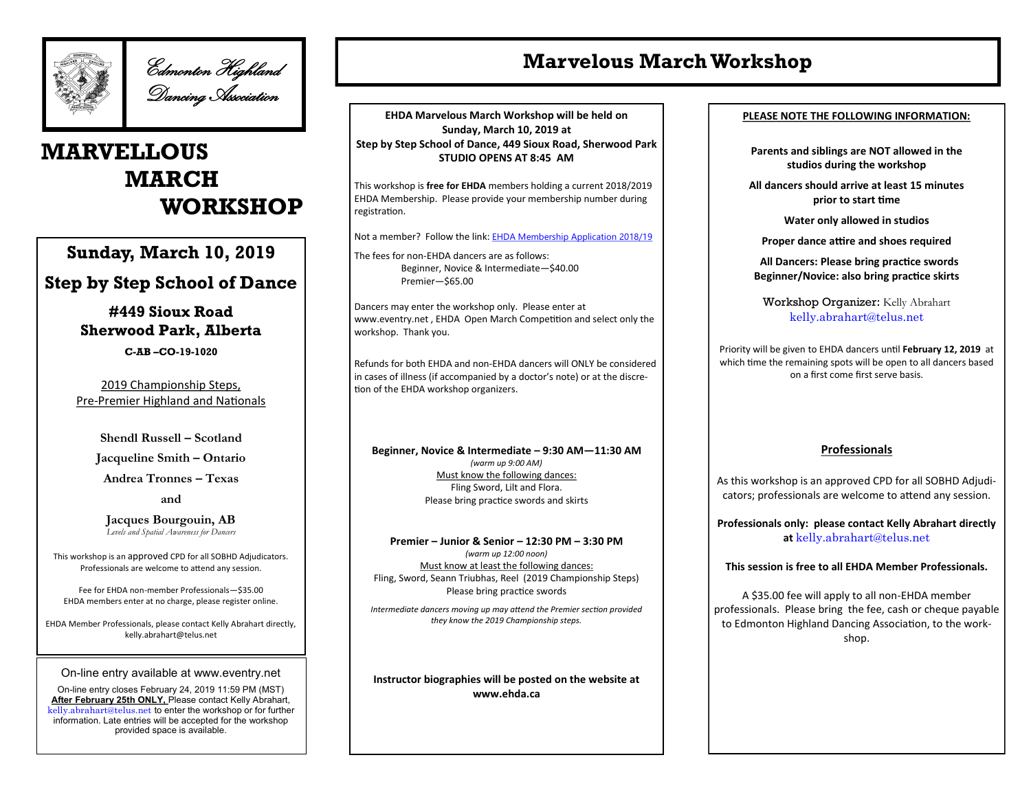Edmonton Highland Dancing Association

# MARVELLOUS MARCH WORKSHOP

## Sunday, March 10, 2019

## Step by Step School of Dance

### #449 Sioux Road
### Sherwood Park, Alberta

**C-AB –CO-19-1020**

2019 Championship Steps,
Pre-Premier Highland and Nationals

**Shendl Russell – Scotland**

**Jacqueline Smith – Ontario**

**Andrea Tronnes – Texas**

**and**

**Jacques Bourgouin, AB**
*Levels and Spatial Awareness for Dancers*

This workshop is an approved CPD for all SOBHD Adjudicators. Professionals are welcome to attend any session.

Fee for EHDA non-member Professionals—$35.00
EHDA members enter at no charge, please register online.

EHDA Member Professionals, please contact Kelly Abrahart directly, kelly.abrahart@telus.net

On-line entry available at www.eventry.net

On-line entry closes February 24, 2019 11:59 PM (MST)
**After February 25th ONLY,** Please contact Kelly Abrahart, kelly.abrahart@telus.net to enter the workshop or for further information. Late entries will be accepted for the workshop provided space is available.

# Marvelous March Workshop

**EHDA Marvelous March Workshop will be held on Sunday, March 10, 2019 at Step by Step School of Dance, 449 Sioux Road, Sherwood Park STUDIO OPENS AT 8:45 AM**

This workshop is **free for EHDA** members holding a current 2018/2019 EHDA Membership. Please provide your membership number during registration.

Not a member? Follow the link: EHDA Membership Application 2018/19

The fees for non-EHDA dancers are as follows:
Beginner, Novice & Intermediate—$40.00
Premier—$65.00

Dancers may enter the workshop only. Please enter at www.eventry.net , EHDA Open March Competition and select only the workshop. Thank you.

Refunds for both EHDA and non-EHDA dancers will ONLY be considered in cases of illness (if accompanied by a doctor's note) or at the discretion of the EHDA workshop organizers.

**Beginner, Novice & Intermediate – 9:30 AM—11:30 AM**
*(warm up 9:00 AM)*
Must know the following dances:
Fling Sword, Lilt and Flora.
Please bring practice swords and skirts

**Premier – Junior & Senior – 12:30 PM – 3:30 PM**
*(warm up 12:00 noon)*
Must know at least the following dances:
Fling, Sword, Seann Triubhas, Reel (2019 Championship Steps)
Please bring practice swords

*Intermediate dancers moving up may attend the Premier section provided they know the 2019 Championship steps.*

**Instructor biographies will be posted on the website at www.ehda.ca**

**PLEASE NOTE THE FOLLOWING INFORMATION:**

**Parents and siblings are NOT allowed in the studios during the workshop**

**All dancers should arrive at least 15 minutes prior to start time**

**Water only allowed in studios**

**Proper dance attire and shoes required**

**All Dancers: Please bring practice swords Beginner/Novice: also bring practice skirts**

Workshop Organizer: Kelly Abrahart
kelly.abrahart@telus.net

Priority will be given to EHDA dancers until **February 12, 2019** at which time the remaining spots will be open to all dancers based on a first come first serve basis.

## Professionals

As this workshop is an approved CPD for all SOBHD Adjudicators; professionals are welcome to attend any session.

**Professionals only: please contact Kelly Abrahart directly at** kelly.abrahart@telus.net

**This session is free to all EHDA Member Professionals.**

A $35.00 fee will apply to all non-EHDA member professionals. Please bring the fee, cash or cheque payable to Edmonton Highland Dancing Association, to the workshop.